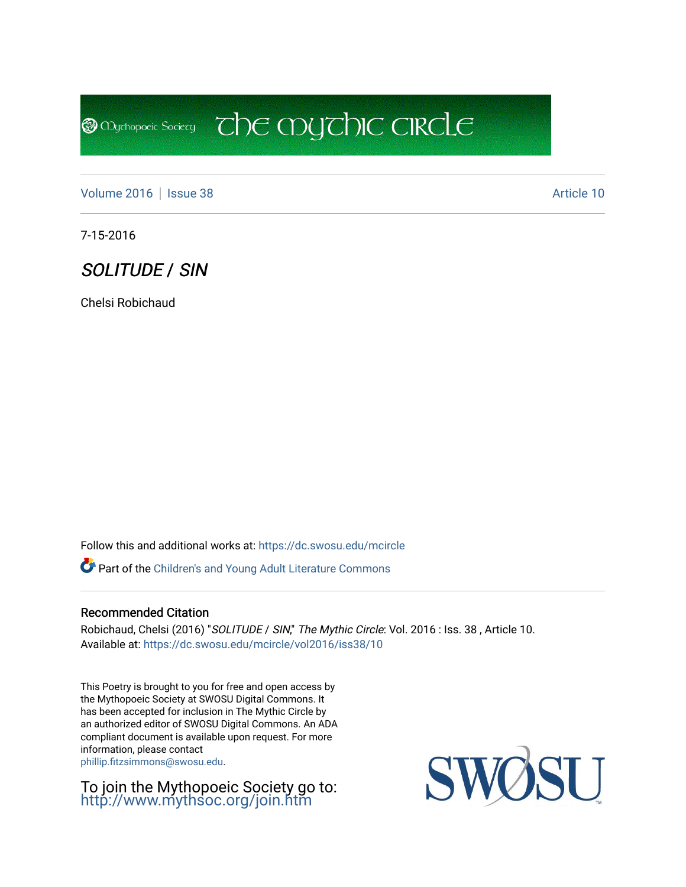The Mythic Circle

Volume 2016 | Issue 38 Article 10

7-15-2016

# *SOLITUDE / SIN*

Chelsi Robichaud

Follow this and additional works at: https://dc.swosu.edu/mcircle

Part of the Children's and Young Adult Literature Commons

## Recommended Citation

Robichaud, Chelsi (2016) "*SOLITUDE / SIN*," *The Mythic Circle*: Vol. 2016 : Iss. 38 , Article 10.
Available at: https://dc.swosu.edu/mcircle/vol2016/iss38/10

This Poetry is brought to you for free and open access by the Mythopoeic Society at SWOSU Digital Commons. It has been accepted for inclusion in The Mythic Circle by an authorized editor of SWOSU Digital Commons. An ADA compliant document is available upon request. For more information, please contact phillip.fitzsimmons@swosu.edu.

To join the Mythopoeic Society go to: http://www.mythsoc.org/join.htm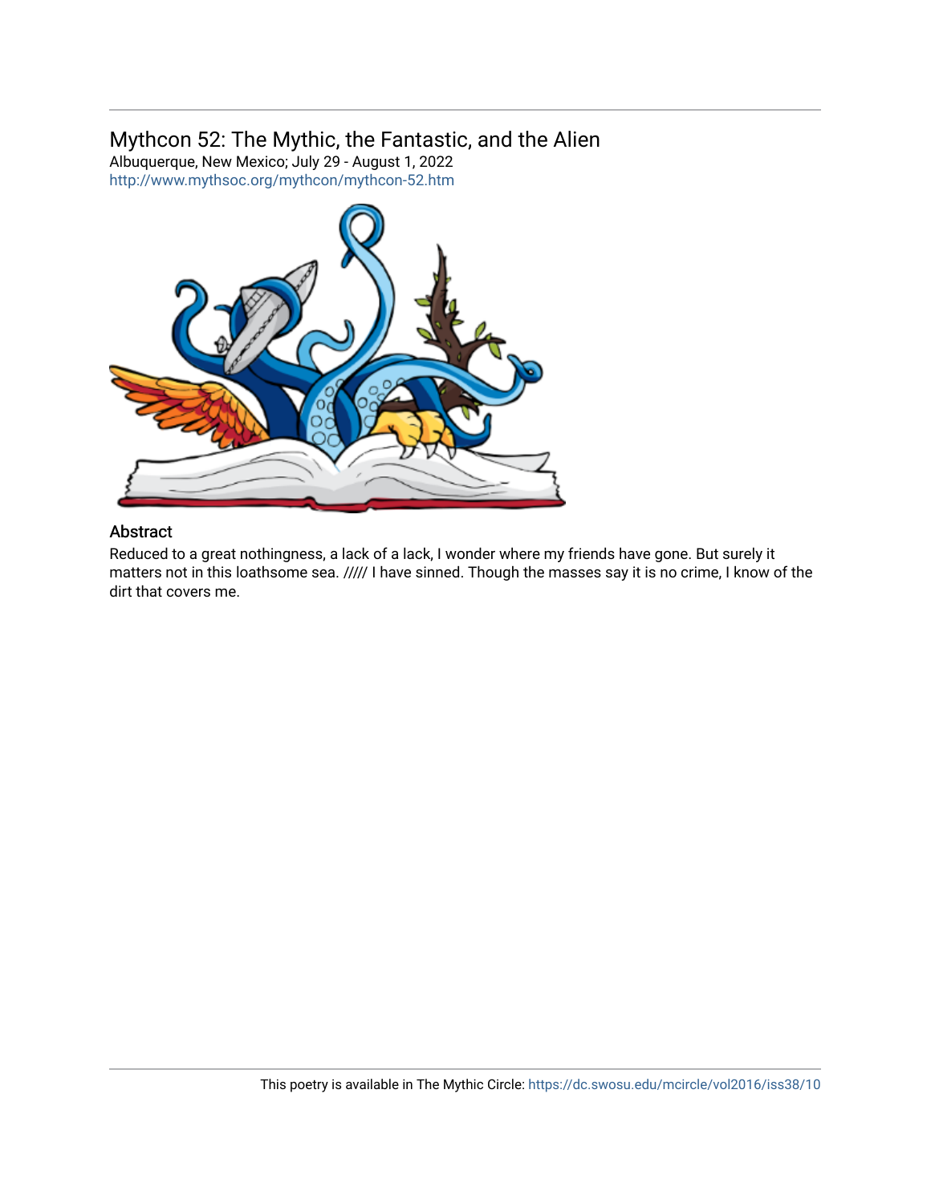## Mythcon 52: The Mythic, the Fantastic, and the Alien

Albuquerque, New Mexico; July 29 - August 1, 2022
http://www.mythsoc.org/mythcon/mythcon-52.htm

### Abstract

Reduced to a great nothingness, a lack of a lack, I wonder where my friends have gone. But surely it matters not in this loathsome sea. ///// I have sinned. Though the masses say it is no crime, I know of the dirt that covers me.

This poetry is available in The Mythic Circle: https://dc.swosu.edu/mcircle/vol2016/iss38/10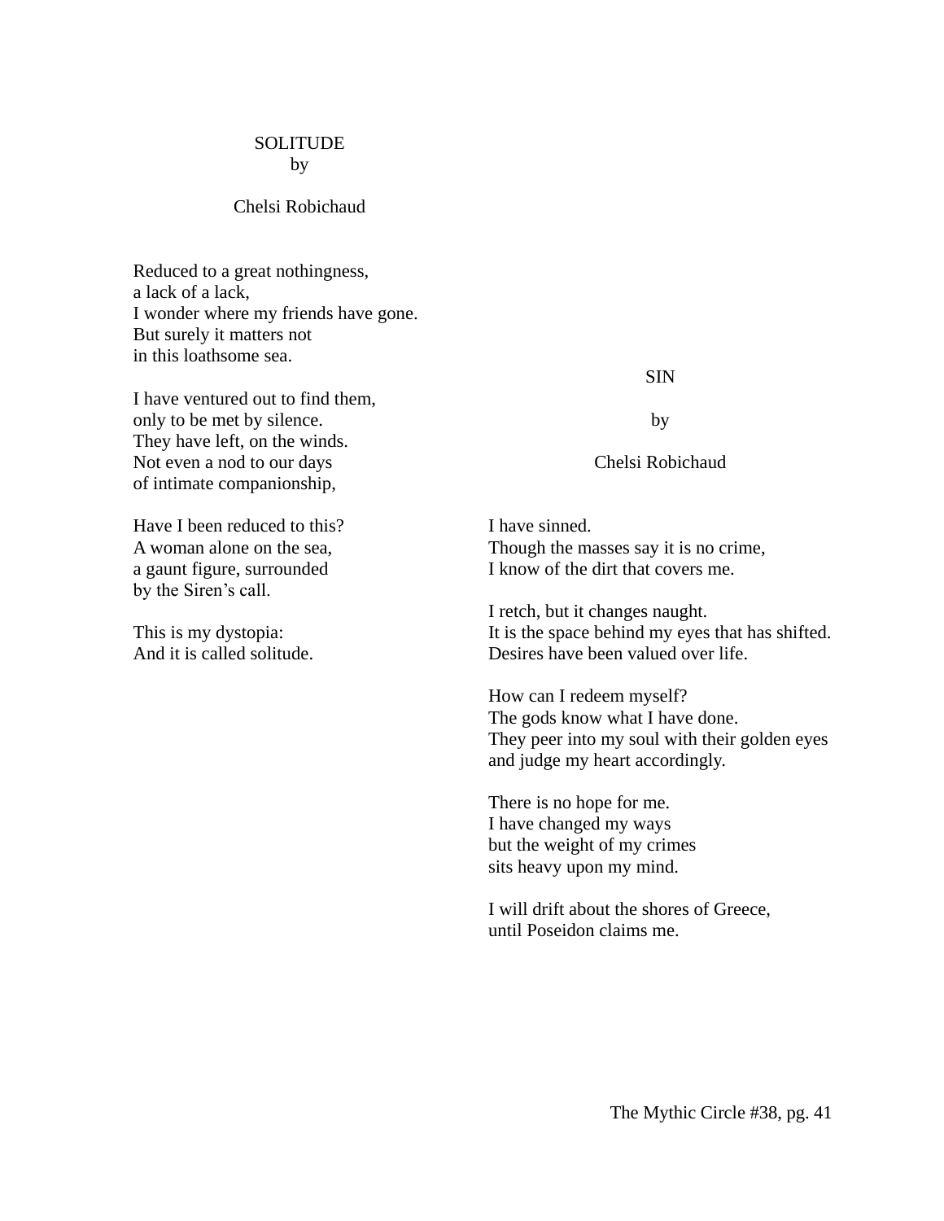# SOLITUDE

by

Chelsi Robichaud

Reduced to a great nothingness,
a lack of a lack,
I wonder where my friends have gone.
But surely it matters not
in this loathsome sea.

I have ventured out to find them,
only to be met by silence.
They have left, on the winds.
Not even a nod to our days
of intimate companionship,

Have I been reduced to this?
A woman alone on the sea,
a gaunt figure, surrounded
by the Siren's call.

This is my dystopia:
And it is called solitude.

# SIN

by

Chelsi Robichaud

I have sinned.
Though the masses say it is no crime,
I know of the dirt that covers me.

I retch, but it changes naught.
It is the space behind my eyes that has shifted.
Desires have been valued over life.

How can I redeem myself?
The gods know what I have done.
They peer into my soul with their golden eyes
and judge my heart accordingly.

There is no hope for me.
I have changed my ways
but the weight of my crimes
sits heavy upon my mind.

I will drift about the shores of Greece,
until Poseidon claims me.